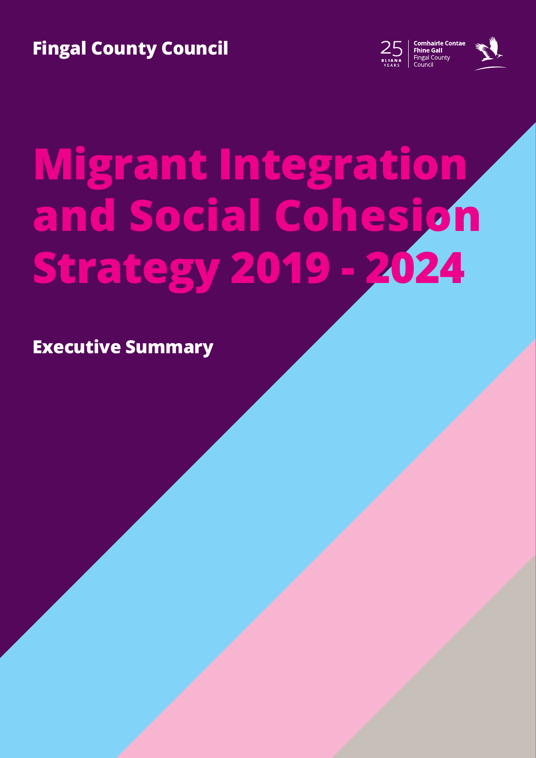Fingal County Council

25 BLIANA YEARS | Comhairle Contae Fhine Gall Fingal County Council

# Migrant Integration and Social Cohesion Strategy 2019 - 2024

## Executive Summary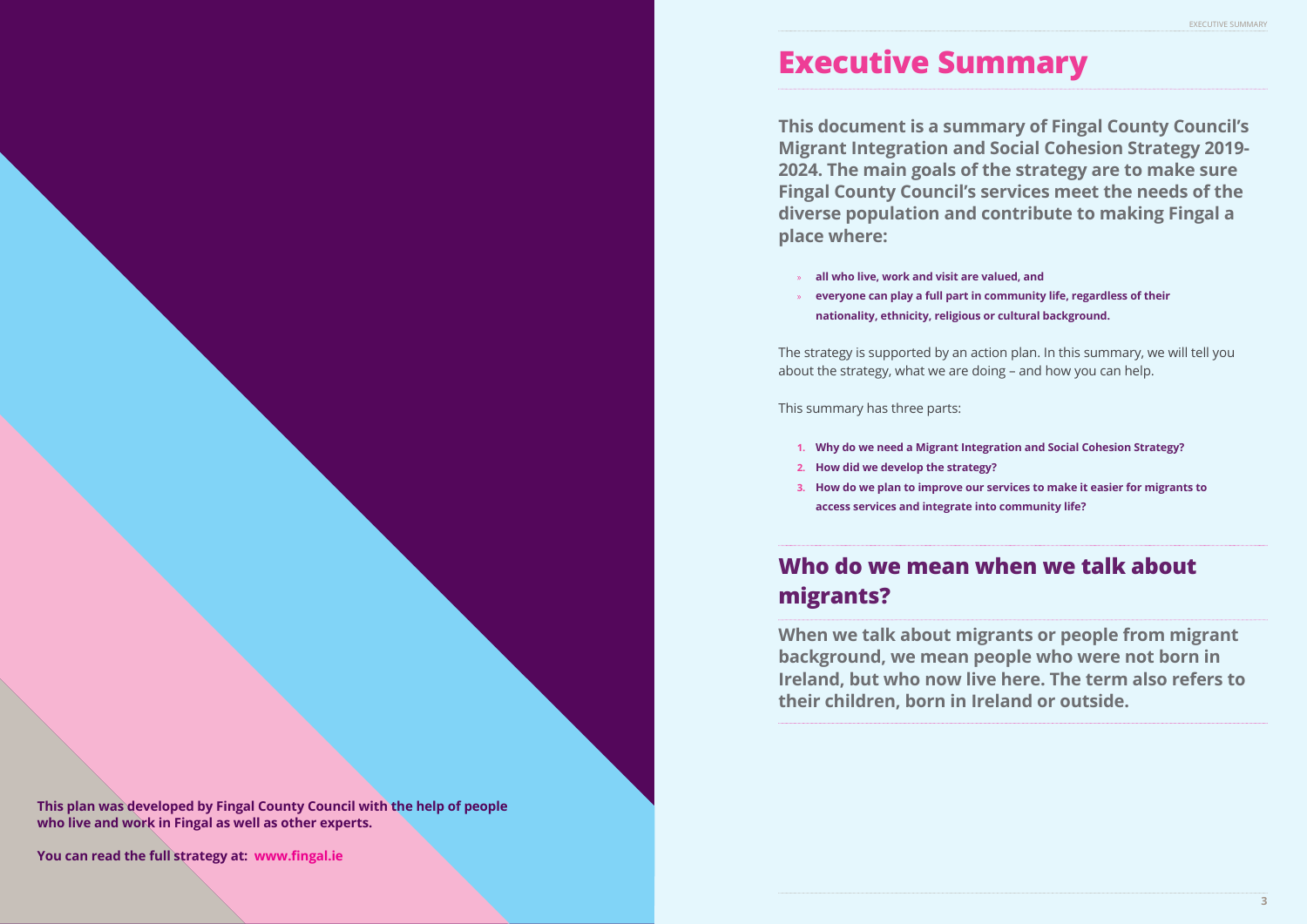This plan was developed by Fingal County Council with the help of people who live and work in Fingal as well as other experts.

You can read the full strategy at: www.fingal.ie

# Executive Summary

**This document is a summary of Fingal County Council's Migrant Integration and Social Cohesion Strategy 2019-2024. The main goals of the strategy are to make sure Fingal County Council's services meet the needs of the diverse population and contribute to making Fingal a place where:**

- **all who live, work and visit are valued, and**
- **everyone can play a full part in community life, regardless of their nationality, ethnicity, religious or cultural background.**

The strategy is supported by an action plan. In this summary, we will tell you about the strategy, what we are doing – and how you can help.

This summary has three parts:

1. **Why do we need a Migrant Integration and Social Cohesion Strategy?**
2. **How did we develop the strategy?**
3. **How do we plan to improve our services to make it easier for migrants to access services and integrate into community life?**

## Who do we mean when we talk about migrants?

**When we talk about migrants or people from migrant background, we mean people who were not born in Ireland, but who now live here. The term also refers to their children, born in Ireland or outside.**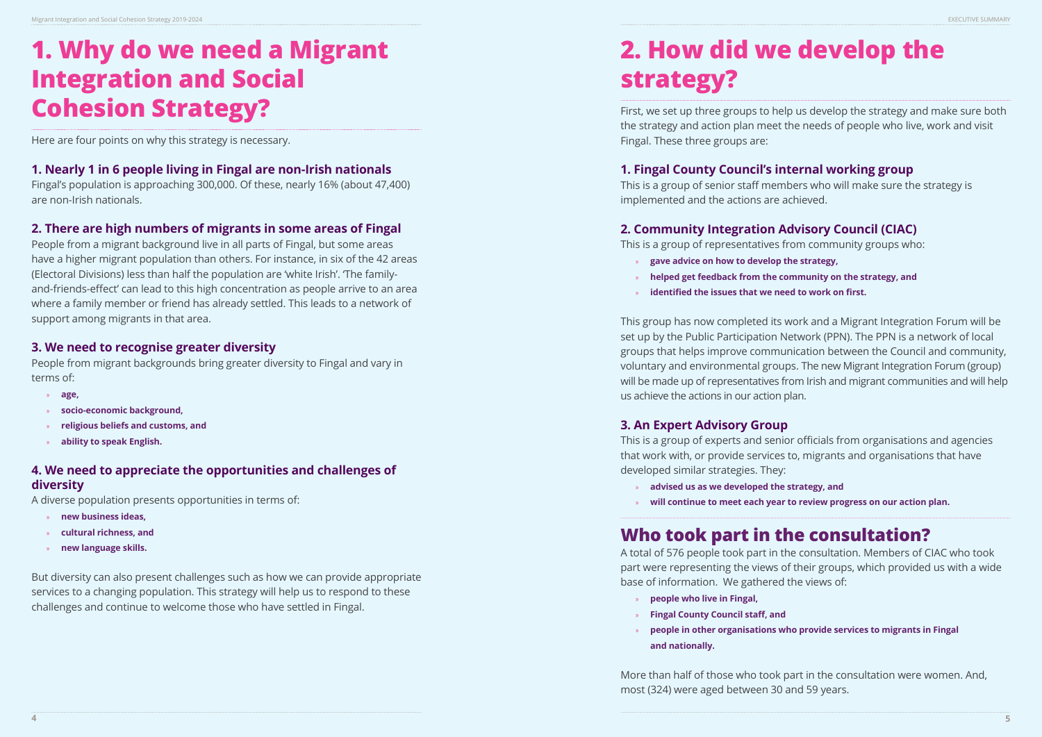# 1. Why do we need a Migrant Integration and Social Cohesion Strategy?

Here are four points on why this strategy is necessary.

### 1. Nearly 1 in 6 people living in Fingal are non-Irish nationals

Fingal's population is approaching 300,000. Of these, nearly 16% (about 47,400) are non-Irish nationals.

### 2. There are high numbers of migrants in some areas of Fingal

People from a migrant background live in all parts of Fingal, but some areas have a higher migrant population than others. For instance, in six of the 42 areas (Electoral Divisions) less than half the population are 'white Irish'. 'The family-and-friends-effect' can lead to this high concentration as people arrive to an area where a family member or friend has already settled. This leads to a network of support among migrants in that area.

### 3. We need to recognise greater diversity

People from migrant backgrounds bring greater diversity to Fingal and vary in terms of:

- **age,**
- **socio-economic background,**
- **religious beliefs and customs, and**
- **ability to speak English.**

### 4. We need to appreciate the opportunities and challenges of diversity

A diverse population presents opportunities in terms of:

- **new business ideas,**
- **cultural richness, and**
- **new language skills.**

But diversity can also present challenges such as how we can provide appropriate services to a changing population. This strategy will help us to respond to these challenges and continue to welcome those who have settled in Fingal.

# 2. How did we develop the strategy?

First, we set up three groups to help us develop the strategy and make sure both the strategy and action plan meet the needs of people who live, work and visit Fingal. These three groups are:

### 1. Fingal County Council's internal working group

This is a group of senior staff members who will make sure the strategy is implemented and the actions are achieved.

### 2. Community Integration Advisory Council (CIAC)

This is a group of representatives from community groups who:

- **gave advice on how to develop the strategy,**
- **helped get feedback from the community on the strategy, and**
- **identified the issues that we need to work on first.**

This group has now completed its work and a Migrant Integration Forum will be set up by the Public Participation Network (PPN). The PPN is a network of local groups that helps improve communication between the Council and community, voluntary and environmental groups. The new Migrant Integration Forum (group) will be made up of representatives from Irish and migrant communities and will help us achieve the actions in our action plan.

### 3. An Expert Advisory Group

This is a group of experts and senior officials from organisations and agencies that work with, or provide services to, migrants and organisations that have developed similar strategies. They:

- **advised us as we developed the strategy, and**
- **will continue to meet each year to review progress on our action plan.**

## Who took part in the consultation?

A total of 576 people took part in the consultation. Members of CIAC who took part were representing the views of their groups, which provided us with a wide base of information. We gathered the views of:

- **people who live in Fingal,**
- **Fingal County Council staff, and**
- **people in other organisations who provide services to migrants in Fingal and nationally.**

More than half of those who took part in the consultation were women. And, most (324) were aged between 30 and 59 years.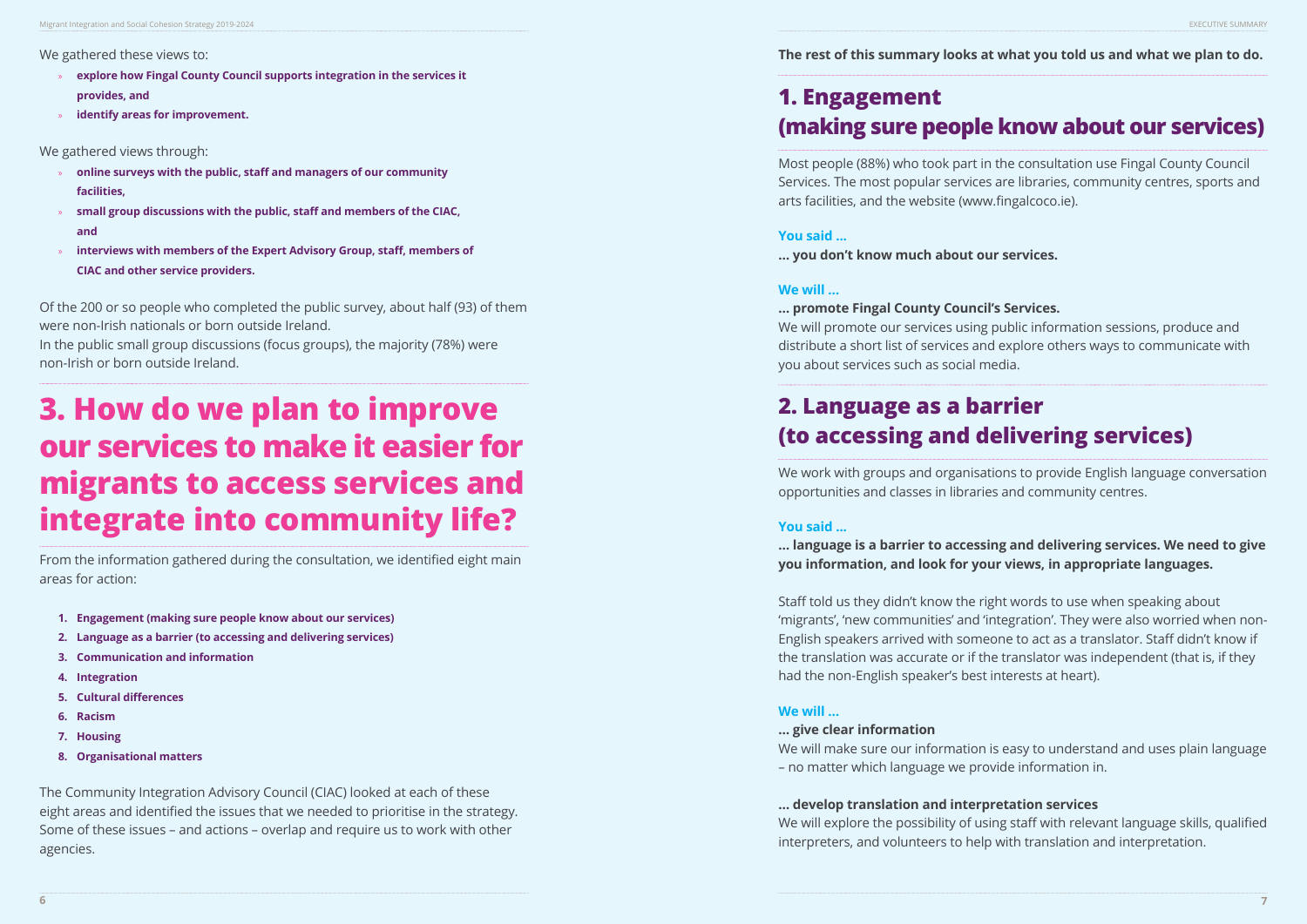We gathered these views to:

- **explore how Fingal County Council supports integration in the services it provides, and**
- **identify areas for improvement.**

We gathered views through:

- **online surveys with the public, staff and managers of our community facilities,**
- **small group discussions with the public, staff and members of the CIAC, and**
- **interviews with members of the Expert Advisory Group, staff, members of CIAC and other service providers.**

Of the 200 or so people who completed the public survey, about half (93) of them were non-Irish nationals or born outside Ireland.
In the public small group discussions (focus groups), the majority (78%) were non-Irish or born outside Ireland.

# 3. How do we plan to improve our services to make it easier for migrants to access services and integrate into community life?

From the information gathered during the consultation, we identified eight main areas for action:

1. **Engagement (making sure people know about our services)**
2. **Language as a barrier (to accessing and delivering services)**
3. **Communication and information**
4. **Integration**
5. **Cultural differences**
6. **Racism**
7. **Housing**
8. **Organisational matters**

The Community Integration Advisory Council (CIAC) looked at each of these eight areas and identified the issues that we needed to prioritise in the strategy. Some of these issues – and actions – overlap and require us to work with other agencies.

**The rest of this summary looks at what you told us and what we plan to do.**

## 1. Engagement (making sure people know about our services)

Most people (88%) who took part in the consultation use Fingal County Council Services. The most popular services are libraries, community centres, sports and arts facilities, and the website (www.fingalcoco.ie).

**You said …**

**… you don't know much about our services.**

**We will …**

**… promote Fingal County Council's Services.**

We will promote our services using public information sessions, produce and distribute a short list of services and explore others ways to communicate with you about services such as social media.

## 2. Language as a barrier (to accessing and delivering services)

We work with groups and organisations to provide English language conversation opportunities and classes in libraries and community centres.

**You said …**

**… language is a barrier to accessing and delivering services. We need to give you information, and look for your views, in appropriate languages.**

Staff told us they didn't know the right words to use when speaking about 'migrants', 'new communities' and 'integration'. They were also worried when non-English speakers arrived with someone to act as a translator. Staff didn't know if the translation was accurate or if the translator was independent (that is, if they had the non-English speaker's best interests at heart).

**We will …**

**… give clear information**

We will make sure our information is easy to understand and uses plain language – no matter which language we provide information in.

**… develop translation and interpretation services**

We will explore the possibility of using staff with relevant language skills, qualified interpreters, and volunteers to help with translation and interpretation.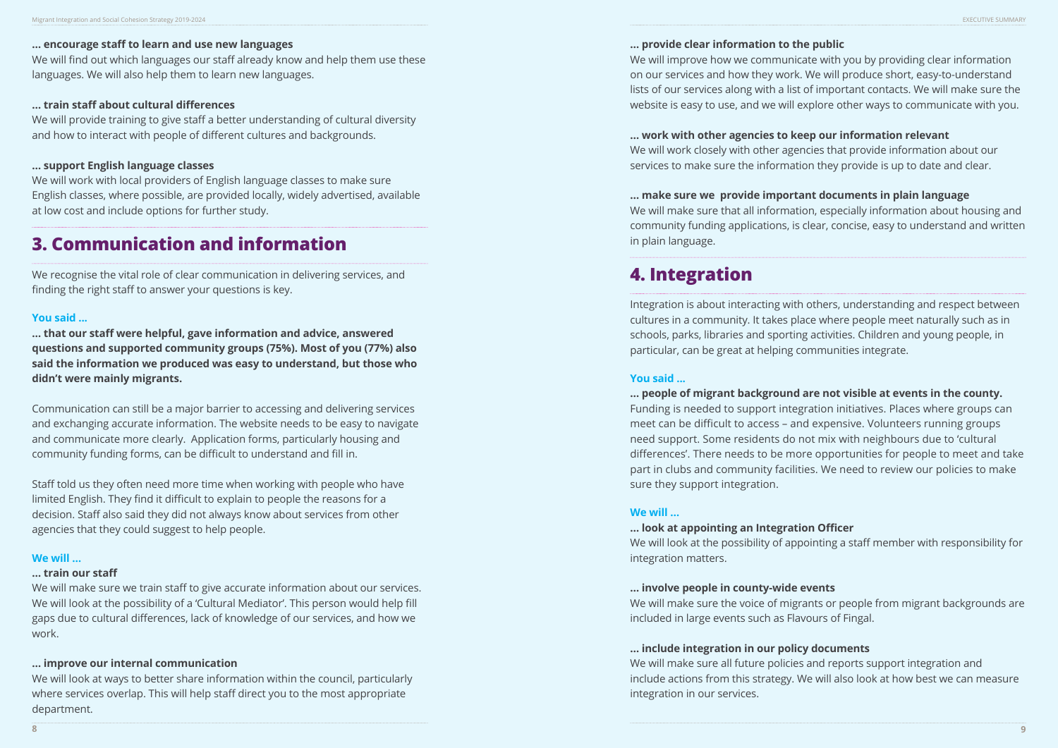**... encourage staff to learn and use new languages**
We will find out which languages our staff already know and help them use these languages. We will also help them to learn new languages.

**... train staff about cultural differences**
We will provide training to give staff a better understanding of cultural diversity and how to interact with people of different cultures and backgrounds.

**... support English language classes**
We will work with local providers of English language classes to make sure English classes, where possible, are provided locally, widely advertised, available at low cost and include options for further study.

## 3. Communication and information

We recognise the vital role of clear communication in delivering services, and finding the right staff to answer your questions is key.

**You said ...**

**... that our staff were helpful, gave information and advice, answered questions and supported community groups (75%). Most of you (77%) also said the information we produced was easy to understand, but those who didn't were mainly migrants.**

Communication can still be a major barrier to accessing and delivering services and exchanging accurate information. The website needs to be easy to navigate and communicate more clearly. Application forms, particularly housing and community funding forms, can be difficult to understand and fill in.

Staff told us they often need more time when working with people who have limited English. They find it difficult to explain to people the reasons for a decision. Staff also said they did not always know about services from other agencies that they could suggest to help people.

**We will ...**

**... train our staff**
We will make sure we train staff to give accurate information about our services. We will look at the possibility of a 'Cultural Mediator'. This person would help fill gaps due to cultural differences, lack of knowledge of our services, and how we work.

**... improve our internal communication**
We will look at ways to better share information within the council, particularly where services overlap. This will help staff direct you to the most appropriate department.

**... provide clear information to the public**
We will improve how we communicate with you by providing clear information on our services and how they work. We will produce short, easy-to-understand lists of our services along with a list of important contacts. We will make sure the website is easy to use, and we will explore other ways to communicate with you.

**... work with other agencies to keep our information relevant**
We will work closely with other agencies that provide information about our services to make sure the information they provide is up to date and clear.

**... make sure we provide important documents in plain language**
We will make sure that all information, especially information about housing and community funding applications, is clear, concise, easy to understand and written in plain language.

## 4. Integration

Integration is about interacting with others, understanding and respect between cultures in a community. It takes place where people meet naturally such as in schools, parks, libraries and sporting activities. Children and young people, in particular, can be great at helping communities integrate.

**You said ...**

**... people of migrant background are not visible at events in the county.**
Funding is needed to support integration initiatives. Places where groups can meet can be difficult to access – and expensive. Volunteers running groups need support. Some residents do not mix with neighbours due to 'cultural differences'. There needs to be more opportunities for people to meet and take part in clubs and community facilities. We need to review our policies to make sure they support integration.

**We will ...**

**... look at appointing an Integration Officer**
We will look at the possibility of appointing a staff member with responsibility for integration matters.

**... involve people in county-wide events**
We will make sure the voice of migrants or people from migrant backgrounds are included in large events such as Flavours of Fingal.

**... include integration in our policy documents**
We will make sure all future policies and reports support integration and include actions from this strategy. We will also look at how best we can measure integration in our services.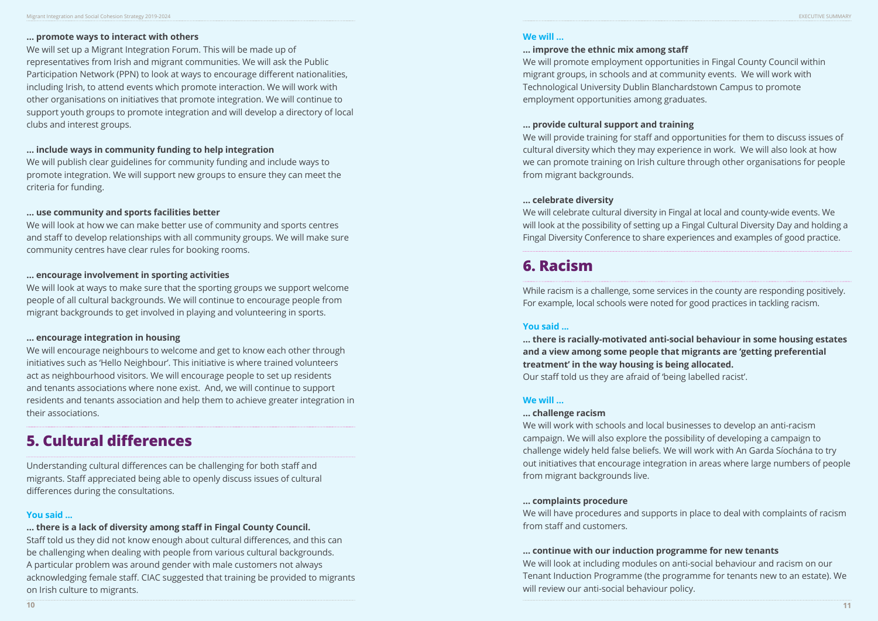**... promote ways to interact with others**

We will set up a Migrant Integration Forum. This will be made up of representatives from Irish and migrant communities. We will ask the Public Participation Network (PPN) to look at ways to encourage different nationalities, including Irish, to attend events which promote interaction. We will work with other organisations on initiatives that promote integration. We will continue to support youth groups to promote integration and will develop a directory of local clubs and interest groups.

**... include ways in community funding to help integration**

We will publish clear guidelines for community funding and include ways to promote integration. We will support new groups to ensure they can meet the criteria for funding.

**... use community and sports facilities better**

We will look at how we can make better use of community and sports centres and staff to develop relationships with all community groups. We will make sure community centres have clear rules for booking rooms.

**... encourage involvement in sporting activities**

We will look at ways to make sure that the sporting groups we support welcome people of all cultural backgrounds. We will continue to encourage people from migrant backgrounds to get involved in playing and volunteering in sports.

**... encourage integration in housing**

We will encourage neighbours to welcome and get to know each other through initiatives such as 'Hello Neighbour'. This initiative is where trained volunteers act as neighbourhood visitors. We will encourage people to set up residents and tenants associations where none exist. And, we will continue to support residents and tenants association and help them to achieve greater integration in their associations.

## 5. Cultural differences

Understanding cultural differences can be challenging for both staff and migrants. Staff appreciated being able to openly discuss issues of cultural differences during the consultations.

**You said ...**

**... there is a lack of diversity among staff in Fingal County Council.**

Staff told us they did not know enough about cultural differences, and this can be challenging when dealing with people from various cultural backgrounds. A particular problem was around gender with male customers not always acknowledging female staff. CIAC suggested that training be provided to migrants on Irish culture to migrants.

**We will ...**

**... improve the ethnic mix among staff**

We will promote employment opportunities in Fingal County Council within migrant groups, in schools and at community events. We will work with Technological University Dublin Blanchardstown Campus to promote employment opportunities among graduates.

**... provide cultural support and training**

We will provide training for staff and opportunities for them to discuss issues of cultural diversity which they may experience in work. We will also look at how we can promote training on Irish culture through other organisations for people from migrant backgrounds.

**... celebrate diversity**

We will celebrate cultural diversity in Fingal at local and county-wide events. We will look at the possibility of setting up a Fingal Cultural Diversity Day and holding a Fingal Diversity Conference to share experiences and examples of good practice.

## 6. Racism

While racism is a challenge, some services in the county are responding positively. For example, local schools were noted for good practices in tackling racism.

**You said ...**

**... there is racially-motivated anti-social behaviour in some housing estates and a view among some people that migrants are 'getting preferential treatment' in the way housing is being allocated.**

Our staff told us they are afraid of 'being labelled racist'.

**We will ...**

**... challenge racism**

We will work with schools and local businesses to develop an anti-racism campaign. We will also explore the possibility of developing a campaign to challenge widely held false beliefs. We will work with An Garda Síochána to try out initiatives that encourage integration in areas where large numbers of people from migrant backgrounds live.

**... complaints procedure**

We will have procedures and supports in place to deal with complaints of racism from staff and customers.

**... continue with our induction programme for new tenants**

We will look at including modules on anti-social behaviour and racism on our Tenant Induction Programme (the programme for tenants new to an estate). We will review our anti-social behaviour policy.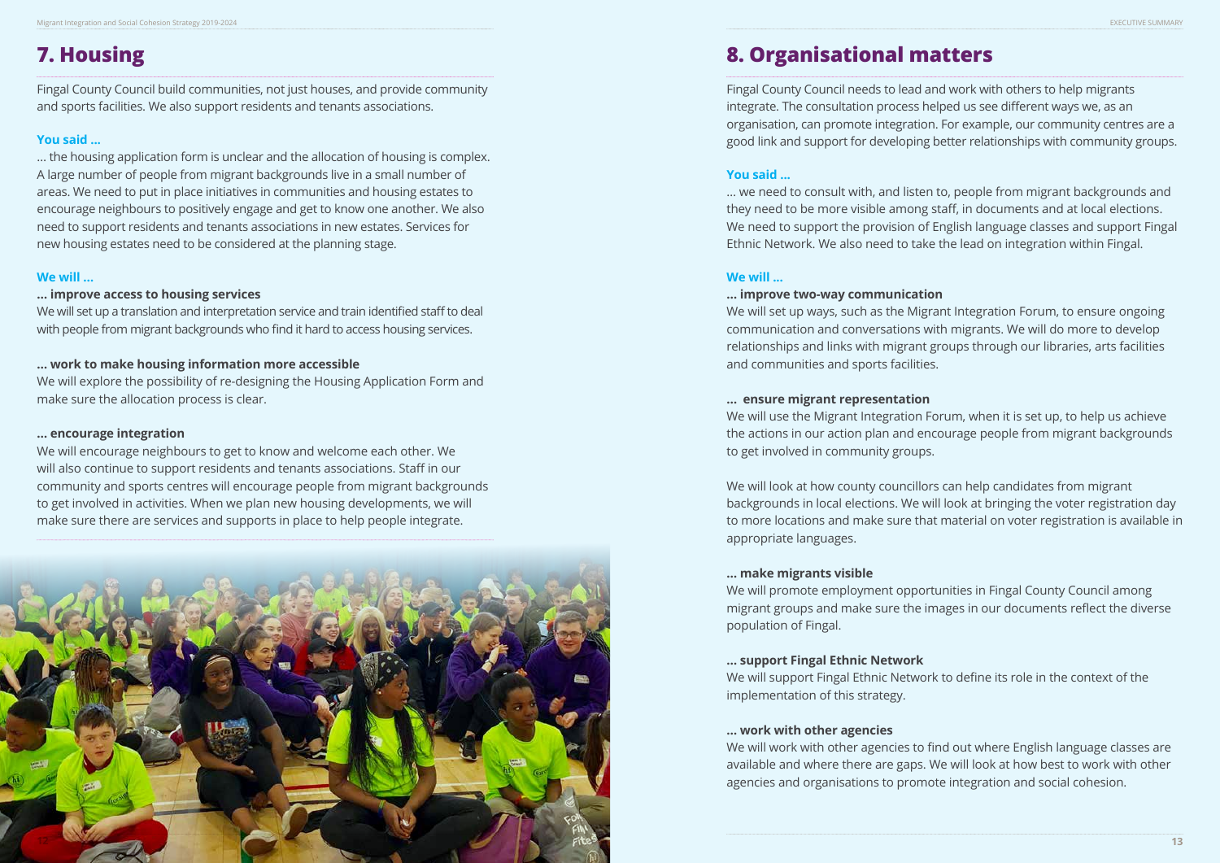## 7. Housing

Fingal County Council build communities, not just houses, and provide community and sports facilities. We also support residents and tenants associations.

**You said …**

… the housing application form is unclear and the allocation of housing is complex. A large number of people from migrant backgrounds live in a small number of areas. We need to put in place initiatives in communities and housing estates to encourage neighbours to positively engage and get to know one another. We also need to support residents and tenants associations in new estates. Services for new housing estates need to be considered at the planning stage.

**We will …**

**… improve access to housing services**

We will set up a translation and interpretation service and train identified staff to deal with people from migrant backgrounds who find it hard to access housing services.

**… work to make housing information more accessible**

We will explore the possibility of re-designing the Housing Application Form and make sure the allocation process is clear.

**… encourage integration**

We will encourage neighbours to get to know and welcome each other. We will also continue to support residents and tenants associations. Staff in our community and sports centres will encourage people from migrant backgrounds to get involved in activities. When we plan new housing developments, we will make sure there are services and supports in place to help people integrate.

## 8. Organisational matters

Fingal County Council needs to lead and work with others to help migrants integrate. The consultation process helped us see different ways we, as an organisation, can promote integration. For example, our community centres are a good link and support for developing better relationships with community groups.

**You said …**

… we need to consult with, and listen to, people from migrant backgrounds and they need to be more visible among staff, in documents and at local elections. We need to support the provision of English language classes and support Fingal Ethnic Network. We also need to take the lead on integration within Fingal.

**We will …**

**… improve two-way communication**

We will set up ways, such as the Migrant Integration Forum, to ensure ongoing communication and conversations with migrants. We will do more to develop relationships and links with migrant groups through our libraries, arts facilities and communities and sports facilities.

**… ensure migrant representation**

We will use the Migrant Integration Forum, when it is set up, to help us achieve the actions in our action plan and encourage people from migrant backgrounds to get involved in community groups.

We will look at how county councillors can help candidates from migrant backgrounds in local elections. We will look at bringing the voter registration day to more locations and make sure that material on voter registration is available in appropriate languages.

**… make migrants visible**

We will promote employment opportunities in Fingal County Council among migrant groups and make sure the images in our documents reflect the diverse population of Fingal.

**… support Fingal Ethnic Network**

We will support Fingal Ethnic Network to define its role in the context of the implementation of this strategy.

**… work with other agencies**

We will work with other agencies to find out where English language classes are available and where there are gaps. We will look at how best to work with other agencies and organisations to promote integration and social cohesion.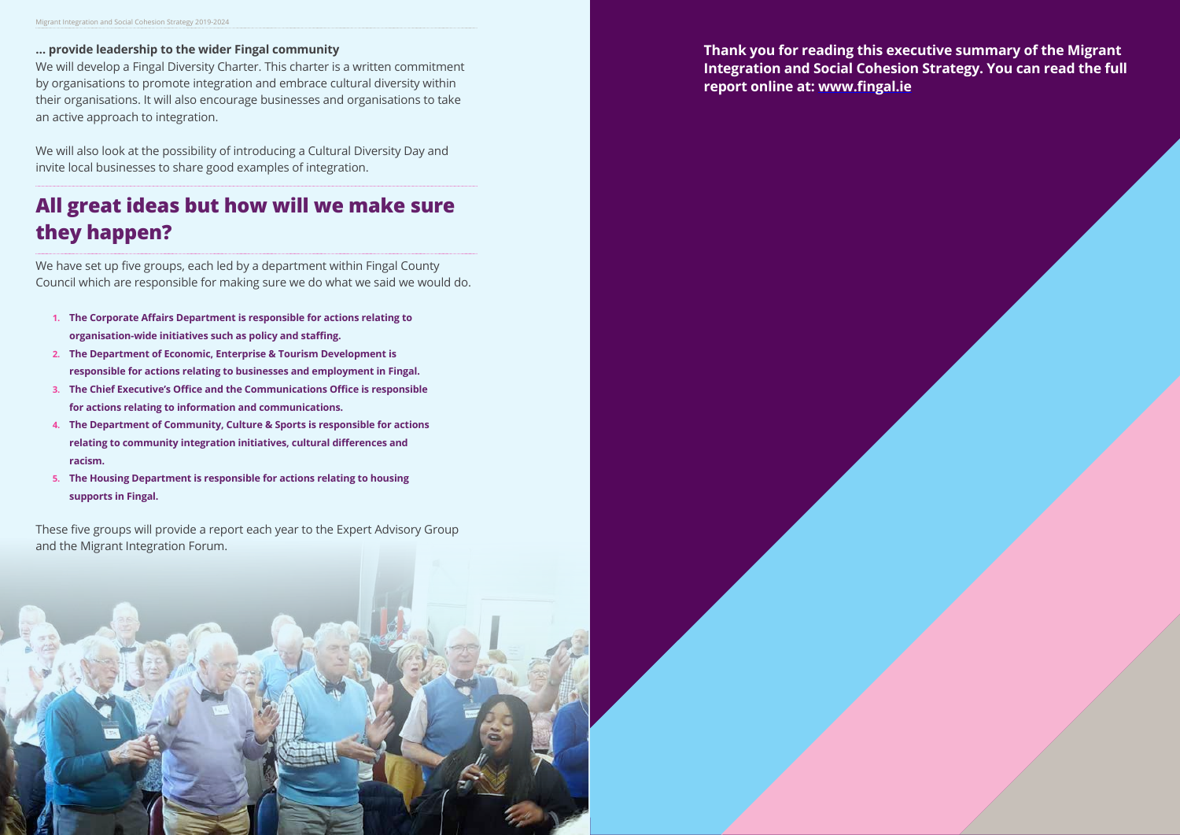**… provide leadership to the wider Fingal community**

We will develop a Fingal Diversity Charter. This charter is a written commitment by organisations to promote integration and embrace cultural diversity within their organisations. It will also encourage businesses and organisations to take an active approach to integration.

We will also look at the possibility of introducing a Cultural Diversity Day and invite local businesses to share good examples of integration.

## All great ideas but how will we make sure they happen?

We have set up five groups, each led by a department within Fingal County Council which are responsible for making sure we do what we said we would do.

1. **The Corporate Affairs Department is responsible for actions relating to organisation-wide initiatives such as policy and staffing.**
2. **The Department of Economic, Enterprise & Tourism Development is responsible for actions relating to businesses and employment in Fingal.**
3. **The Chief Executive's Office and the Communications Office is responsible for actions relating to information and communications.**
4. **The Department of Community, Culture & Sports is responsible for actions relating to community integration initiatives, cultural differences and racism.**
5. **The Housing Department is responsible for actions relating to housing supports in Fingal.**

These five groups will provide a report each year to the Expert Advisory Group and the Migrant Integration Forum.

**Thank you for reading this executive summary of the Migrant Integration and Social Cohesion Strategy. You can read the full report online at: www.fingal.ie**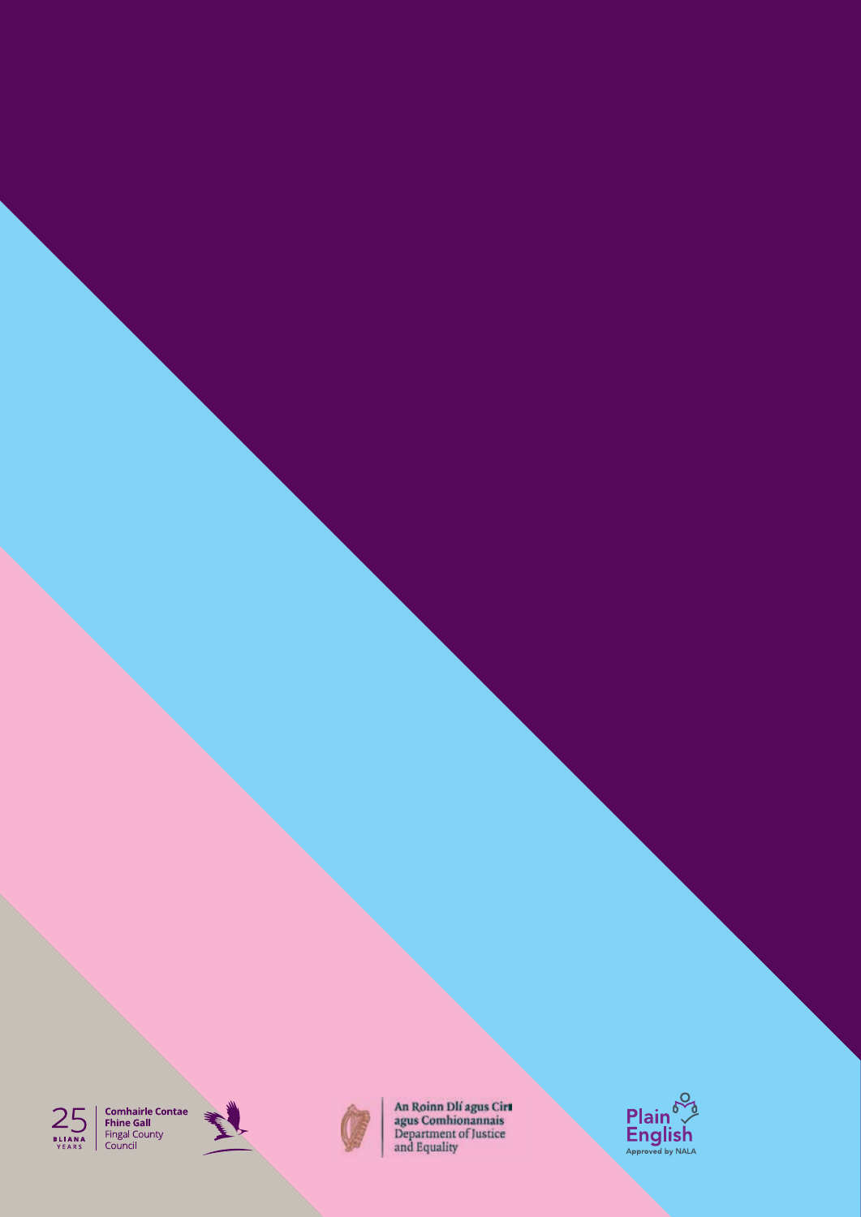25 BLIANA YEARS

Comhairle Contae Fhine Gall
Fingal County Council

An Roinn Dlí agus Cirt agus Comhionannais
Department of Justice and Equality

Plain English
Approved by NALA